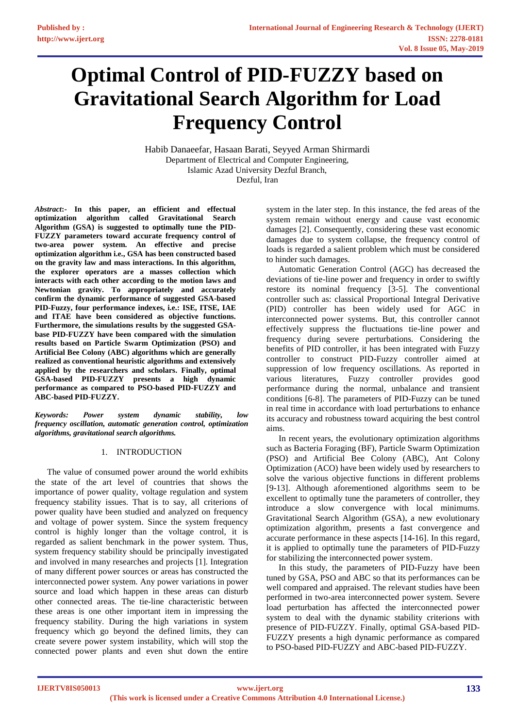# Optimal Control of PID-FUZZY based on Gravitational Search Algorithm for Load Frequency Control

Habib Danaeefar, Hasaan Barati, Seyyed Arman Shirmardi
Department of Electrical and Computer Engineering,
Islamic Azad University Dezful Branch,
Dezful, Iran

***Abstract*:- In this paper, an efficient and effectual optimization algorithm called Gravitational Search Algorithm (GSA) is suggested to optimally tune the PID-FUZZY parameters toward accurate frequency control of two-area power system. An effective and precise optimization algorithm i.e., GSA has been constructed based on the gravity law and mass interactions. In this algorithm, the explorer operators are a masses collection which interacts with each other according to the motion laws and Newtonian gravity. To appropriately and accurately confirm the dynamic performance of suggested GSA-based PID-Fuzzy, four performance indexes, i.e.: ISE, ITSE, IAE and ITAE have been considered as objective functions. Furthermore, the simulations results by the suggested GSA-base PID-FUZZY have been compared with the simulation results based on Particle Swarm Optimization (PSO) and Artificial Bee Colony (ABC) algorithms which are generally realized as conventional heuristic algorithms and extensively applied by the researchers and scholars. Finally, optimal GSA-based PID-FUZZY presents a high dynamic performance as compared to PSO-based PID-FUZZY and ABC-based PID-FUZZY.**

***Keywords:*** *Power system dynamic stability, low frequency oscillation, automatic generation control, optimization algorithms, gravitational search algorithms.*

## 1. INTRODUCTION

The value of consumed power around the world exhibits the state of the art level of countries that shows the importance of power quality, voltage regulation and system frequency stability issues. That is to say, all criterions of power quality have been studied and analyzed on frequency and voltage of power system. Since the system frequency control is highly longer than the voltage control, it is regarded as salient benchmark in the power system. Thus, system frequency stability should be principally investigated and involved in many researches and projects [1]. Integration of many different power sources or areas has constructed the interconnected power system. Any power variations in power source and load which happen in these areas can disturb other connected areas. The tie-line characteristic between these areas is one other important item in impressing the frequency stability. During the high variations in system frequency which go beyond the defined limits, they can create severe power system instability, which will stop the connected power plants and even shut down the entire system in the later step. In this instance, the fed areas of the system remain without energy and cause vast economic damages [2]. Consequently, considering these vast economic damages due to system collapse, the frequency control of loads is regarded a salient problem which must be considered to hinder such damages.

Automatic Generation Control (AGC) has decreased the deviations of tie-line power and frequency in order to swiftly restore its nominal frequency [3-5]. The conventional controller such as: classical Proportional Integral Derivative (PID) controller has been widely used for AGC in interconnected power systems. But, this controller cannot effectively suppress the fluctuations tie-line power and frequency during severe perturbations. Considering the benefits of PID controller, it has been integrated with Fuzzy controller to construct PID-Fuzzy controller aimed at suppression of low frequency oscillations. As reported in various literatures, Fuzzy controller provides good performance during the normal, unbalance and transient conditions [6-8]. The parameters of PID-Fuzzy can be tuned in real time in accordance with load perturbations to enhance its accuracy and robustness toward acquiring the best control aims.

In recent years, the evolutionary optimization algorithms such as Bacteria Foraging (BF), Particle Swarm Optimization (PSO) and Artificial Bee Colony (ABC), Ant Colony Optimization (ACO) have been widely used by researchers to solve the various objective functions in different problems [9-13]. Although aforementioned algorithms seem to be excellent to optimally tune the parameters of controller, they introduce a slow convergence with local minimums. Gravitational Search Algorithm (GSA), a new evolutionary optimization algorithm, presents a fast convergence and accurate performance in these aspects [14-16]. In this regard, it is applied to optimally tune the parameters of PID-Fuzzy for stabilizing the interconnected power system.

In this study, the parameters of PID-Fuzzy have been tuned by GSA, PSO and ABC so that its performances can be well compared and appraised. The relevant studies have been performed in two-area interconnected power system. Severe load perturbation has affected the interconnected power system to deal with the dynamic stability criterions with presence of PID-FUZZY. Finally, optimal GSA-based PID-FUZZY presents a high dynamic performance as compared to PSO-based PID-FUZZY and ABC-based PID-FUZZY.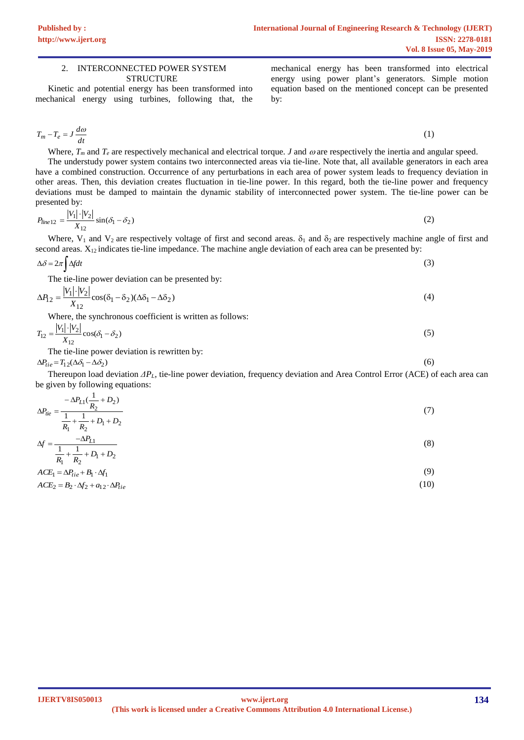## 2. INTERCONNECTED POWER SYSTEM STRUCTURE

Kinetic and potential energy has been transformed into mechanical energy using turbines, following that, the mechanical energy has been transformed into electrical energy using power plant's generators. Simple motion equation based on the mentioned concept can be presented by:

$$T_m - T_e = J\frac{d\omega}{dt} \tag{1}$$

Where, $T_m$ and $T_e$ are respectively mechanical and electrical torque. $J$ and $\omega$ are respectively the inertia and angular speed.

The understudy power system contains two interconnected areas via tie-line. Note that, all available generators in each area have a combined construction. Occurrence of any perturbations in each area of power system leads to frequency deviation in other areas. Then, this deviation creates fluctuation in tie-line power. In this regard, both the tie-line power and frequency deviations must be damped to maintain the dynamic stability of interconnected power system. The tie-line power can be presented by:

$$P_{line12} = \frac{|V_1| \cdot |V_2|}{X_{12}}\sin(\delta_1 - \delta_2) \tag{2}$$

Where, $V_1$ and $V_2$ are respectively voltage of first and second areas. $\delta_1$ and $\delta_2$ are respectively machine angle of first and second areas. $X_{12}$ indicates tie-line impedance. The machine angle deviation of each area can be presented by:

$$\Delta\delta = 2\pi\int \Delta f dt \tag{3}$$

The tie-line power deviation can be presented by:

$$\Delta P_{12} = \frac{|V_1| \cdot |V_2|}{X_{12}}\cos(\delta_1 - \delta_2)(\Delta\delta_1 - \Delta\delta_2) \tag{4}$$

Where, the synchronous coefficient is written as follows:

$$T_{12} = \frac{|V_1| \cdot |V_2|}{X_{12}}\cos(\delta_1 - \delta_2) \tag{5}$$

The tie-line power deviation is rewritten by:

$$\Delta P_{tie} = T_{12}(\Delta\delta_1 - \Delta\delta_2) \tag{6}$$

Thereupon load deviation $\Delta P_L$, tie-line power deviation, frequency deviation and Area Control Error (ACE) of each area can be given by following equations:

$$\Delta P_{tie} = \frac{-\Delta P_{L1}(\frac{1}{R_2} + D_2)}{\frac{1}{R_1} + \frac{1}{R_2} + D_1 + D_2} \tag{7}$$

$$\Delta f = \frac{-\Delta P_{L1}}{\frac{1}{R_1} + \frac{1}{R_2} + D_1 + D_2} \tag{8}$$

$$ACE_1 = \Delta P_{tie} + B_1 \cdot \Delta f_1 \tag{9}$$

$$ACE_2 = B_2 \cdot \Delta f_2 + a_{12} \cdot \Delta P_{tie} \tag{10}$$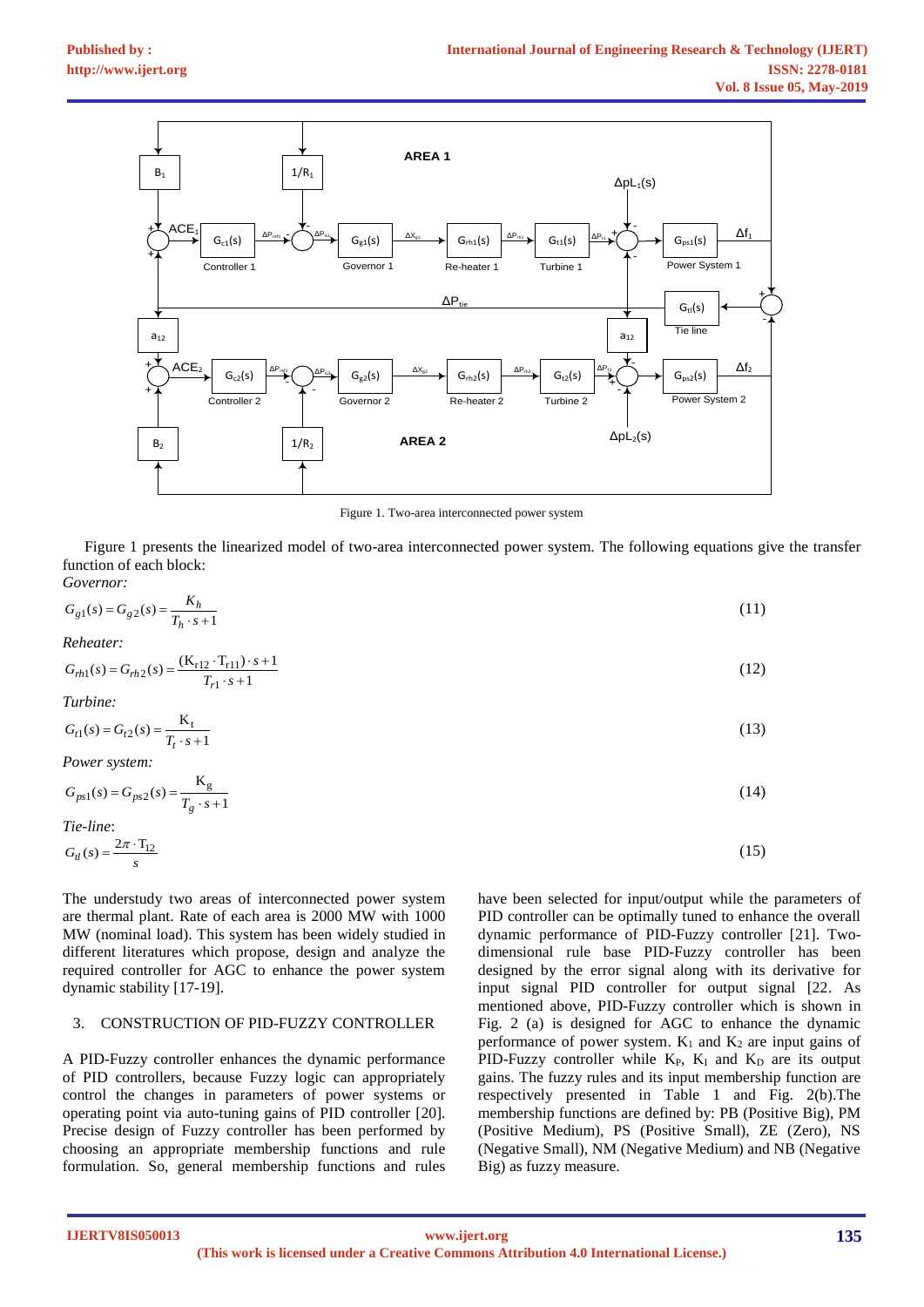Figure 1. Two-area interconnected power system

Figure 1 presents the linearized model of two-area interconnected power system. The following equations give the transfer function of each block:

*Governor:*

$$G_{g1}(s) = G_{g2}(s) = \frac{K_h}{T_h \cdot s + 1} \tag{11}$$

*Reheater:*

$$G_{rh1}(s) = G_{rh2}(s) = \frac{(K_{r12} \cdot T_{r11}) \cdot s + 1}{T_{r1} \cdot s + 1} \tag{12}$$

*Turbine:*

$$G_{t1}(s) = G_{t2}(s) = \frac{K_t}{T_t \cdot s + 1} \tag{13}$$

*Power system:*

$$G_{ps1}(s) = G_{ps2}(s) = \frac{K_g}{T_g \cdot s + 1} \tag{14}$$

*Tie-line*:

$$G_{tl}(s) = \frac{2\pi \cdot T_{12}}{s} \tag{15}$$

The understudy two areas of interconnected power system are thermal plant. Rate of each area is 2000 MW with 1000 MW (nominal load). This system has been widely studied in different literatures which propose, design and analyze the required controller for AGC to enhance the power system dynamic stability [17-19].

## 3. CONSTRUCTION OF PID-FUZZY CONTROLLER

A PID-Fuzzy controller enhances the dynamic performance of PID controllers, because Fuzzy logic can appropriately control the changes in parameters of power systems or operating point via auto-tuning gains of PID controller [20]. Precise design of Fuzzy controller has been performed by choosing an appropriate membership functions and rule formulation. So, general membership functions and rules have been selected for input/output while the parameters of PID controller can be optimally tuned to enhance the overall dynamic performance of PID-Fuzzy controller [21]. Two-dimensional rule base PID-Fuzzy controller has been designed by the error signal along with its derivative for input signal PID controller for output signal [22. As mentioned above, PID-Fuzzy controller which is shown in Fig. 2 (a) is designed for AGC to enhance the dynamic performance of power system. $K_1$ and $K_2$ are input gains of PID-Fuzzy controller while $K_P$, $K_I$ and $K_D$ are its output gains. The fuzzy rules and its input membership function are respectively presented in Table 1 and Fig. 2(b).The membership functions are defined by: PB (Positive Big), PM (Positive Medium), PS (Positive Small), ZE (Zero), NS (Negative Small), NM (Negative Medium) and NB (Negative Big) as fuzzy measure.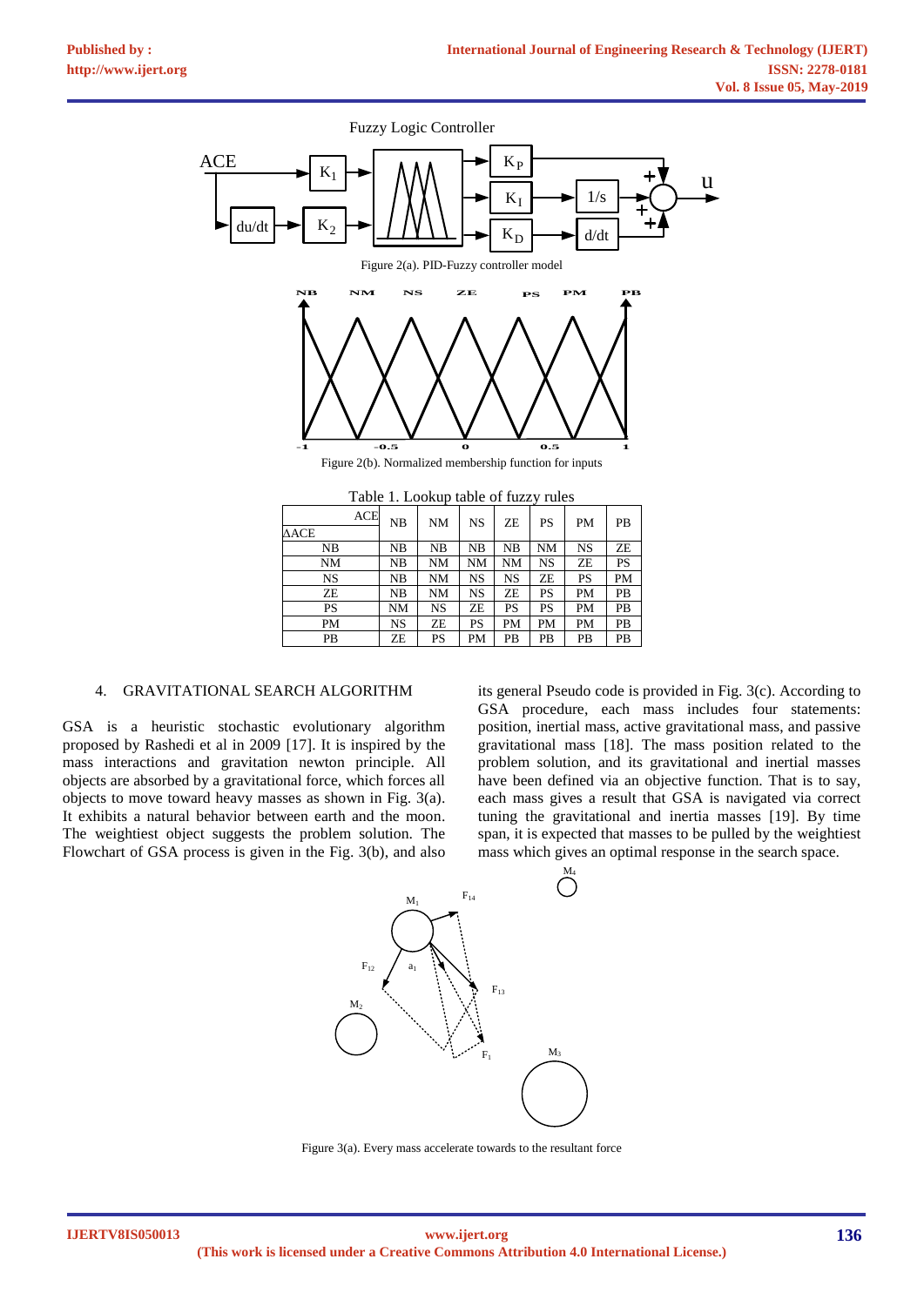Figure 2(a). PID-Fuzzy controller model

Figure 2(b). Normalized membership function for inputs

Table 1. Lookup table of fuzzy rules

| ΔACE \ ACE | NB | NM | NS | ZE | PS | PM | PB |
|---|---|---|---|---|---|---|---|
| NB | NB | NB | NB | NB | NM | NS | ZE |
| NM | NB | NM | NM | NM | NS | ZE | PS |
| NS | NB | NM | NS | NS | ZE | PS | PM |
| ZE | NB | NM | NS | ZE | PS | PM | PB |
| PS | NM | NS | ZE | PS | PS | PM | PB |
| PM | NS | ZE | PS | PM | PM | PM | PB |
| PB | ZE | PS | PM | PB | PB | PB | PB |

## 4. GRAVITATIONAL SEARCH ALGORITHM

GSA is a heuristic stochastic evolutionary algorithm proposed by Rashedi et al in 2009 [17]. It is inspired by the mass interactions and gravitation newton principle. All objects are absorbed by a gravitational force, which forces all objects to move toward heavy masses as shown in Fig. 3(a). It exhibits a natural behavior between earth and the moon. The weightiest object suggests the problem solution. The Flowchart of GSA process is given in the Fig. 3(b), and also its general Pseudo code is provided in Fig. 3(c). According to GSA procedure, each mass includes four statements: position, inertial mass, active gravitational mass, and passive gravitational mass [18]. The mass position related to the problem solution, and its gravitational and inertial masses have been defined via an objective function. That is to say, each mass gives a result that GSA is navigated via correct tuning the gravitational and inertia masses [19]. By time span, it is expected that masses to be pulled by the weightiest mass which gives an optimal response in the search space.

Figure 3(a). Every mass accelerate towards to the resultant force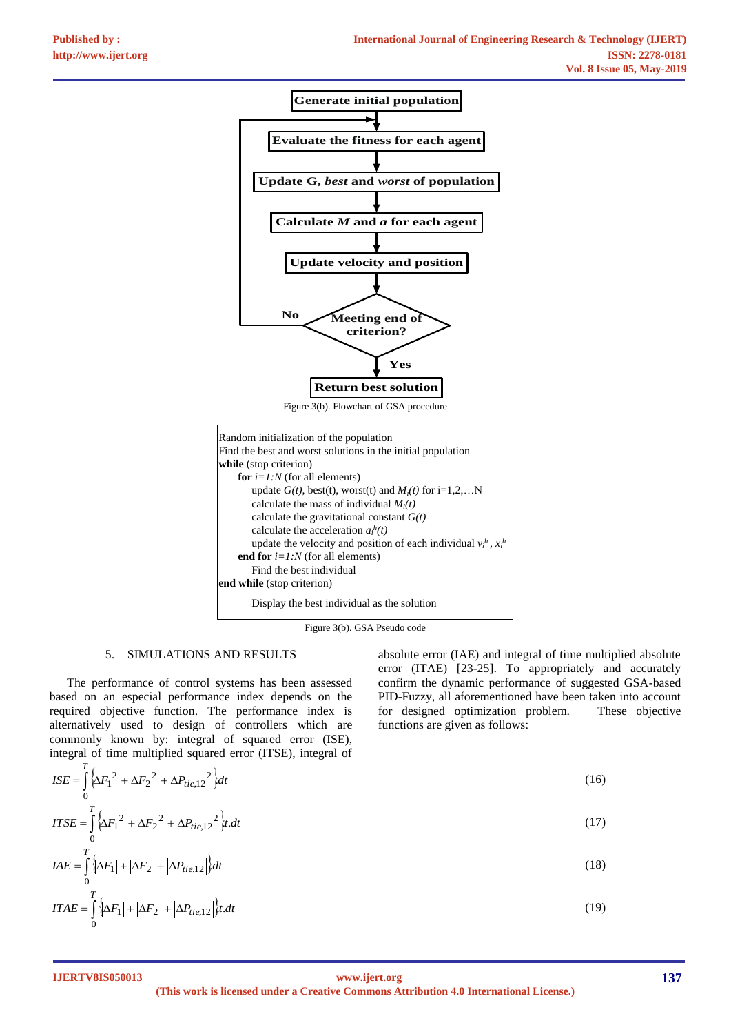Generate initial population

Evaluate the fitness for each agent

Update G, *best* and *worst* of population

Calculate *M* and *a* for each agent

Update velocity and position

Meeting end of criterion? (No → Evaluate the fitness for each agent; Yes → Return best solution)

Return best solution

Figure 3(b). Flowchart of GSA procedure

```
Random initialization of the population
Find the best and worst solutions in the initial population
while (stop criterion)
    for i=1:N (for all elements)
        update G(t), best(t), worst(t) and M_i(t) for i=1,2,…N
        calculate the mass of individual M_i(t)
        calculate the gravitational constant G(t)
        calculate the acceleration a_i^h(t)
        update the velocity and position of each individual v_i^h , x_i^h
    end for i=1:N (for all elements)
        Find the best individual
end while (stop criterion)

        Display the best individual as the solution
```

Figure 3(b). GSA Pseudo code

## 5. SIMULATIONS AND RESULTS

The performance of control systems has been assessed based on an especial performance index depends on the required objective function. The performance index is alternatively used to design of controllers which are commonly known by: integral of squared error (ISE), integral of time multiplied squared error (ITSE), integral of absolute error (IAE) and integral of time multiplied absolute error (ITAE) [23-25]. To appropriately and accurately confirm the dynamic performance of suggested GSA-based PID-Fuzzy, all aforementioned have been taken into account for designed optimization problem. These objective functions are given as follows:

$$ISE = \int_0^T \left\{ \Delta F_1^{\,2} + \Delta F_2^{\,2} + \Delta P_{tie,12}^{\,2} \right\} dt \tag{16}$$

$$ITSE = \int_0^T \left\{ \Delta F_1^{\,2} + \Delta F_2^{\,2} + \Delta P_{tie,12}^{\,2} \right\} t.dt \tag{17}$$

$$IAE = \int_0^T \left\{ |\Delta F_1| + |\Delta F_2| + |\Delta P_{tie,12}| \right\} dt \tag{18}$$

$$ITAE = \int_0^T \left\{ |\Delta F_1| + |\Delta F_2| + |\Delta P_{tie,12}| \right\} t.dt \tag{19}$$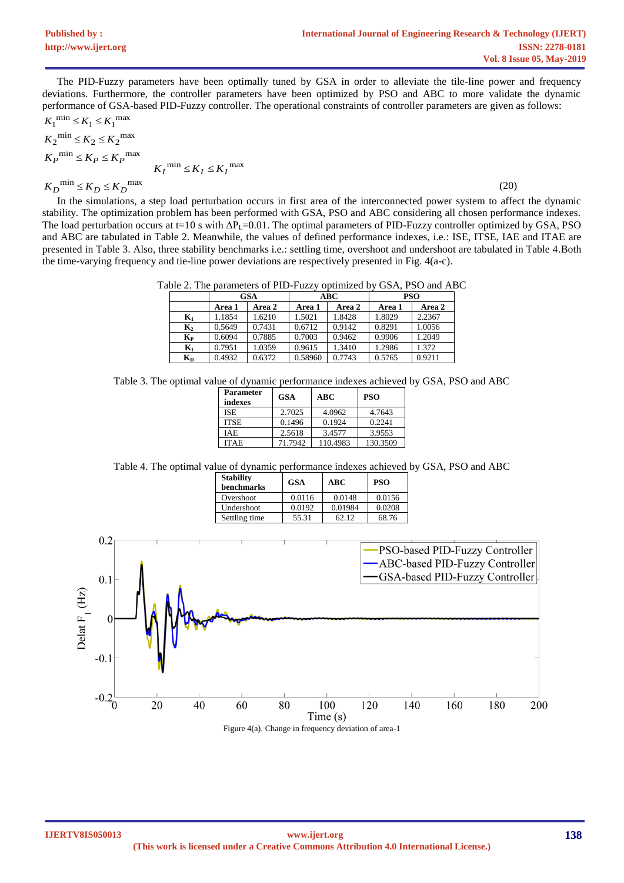The PID-Fuzzy parameters have been optimally tuned by GSA in order to alleviate the tile-line power and frequency deviations. Furthermore, the controller parameters have been optimized by PSO and ABC to more validate the dynamic performance of GSA-based PID-Fuzzy controller. The operational constraints of controller parameters are given as follows:

$$K_1^{\min} \le K_1 \le K_1^{\max}$$
$$K_2^{\min} \le K_2 \le K_2^{\max}$$
$$K_P^{\min} \le K_P \le K_P^{\max} \qquad K_I^{\min} \le K_I \le K_I^{\max}$$
$$K_D^{\min} \le K_D \le K_D^{\max} \tag{20}$$

In the simulations, a step load perturbation occurs in first area of the interconnected power system to affect the dynamic stability. The optimization problem has been performed with GSA, PSO and ABC considering all chosen performance indexes. The load perturbation occurs at t=10 s with $\Delta P_L$=0.01. The optimal parameters of PID-Fuzzy controller optimized by GSA, PSO and ABC are tabulated in Table 2. Meanwhile, the values of defined performance indexes, i.e.: ISE, ITSE, IAE and ITAE are presented in Table 3. Also, three stability benchmarks i.e.: settling time, overshoot and undershoot are tabulated in Table 4.Both the time-varying frequency and tie-line power deviations are respectively presented in Fig. 4(a-c).

Table 2. The parameters of PID-Fuzzy optimized by GSA, PSO and ABC

| | GSA | | ABC | | PSO | |
|---|---|---|---|---|---|---|
| | **Area 1** | **Area 2** | **Area 1** | **Area 2** | **Area 1** | **Area 2** |
| $K_1$ | 1.1854 | 1.6210 | 1.5021 | 1.8428 | 1.8029 | 2.2367 |
| $K_2$ | 0.5649 | 0.7431 | 0.6712 | 0.9142 | 0.8291 | 1.0056 |
| $K_P$ | 0.6094 | 0.7885 | 0.7003 | 0.9462 | 0.9906 | 1.2049 |
| $K_I$ | 0.7951 | 1.0359 | 0.9615 | 1.3410 | 1.2986 | 1.372 |
| $K_D$ | 0.4932 | 0.6372 | 0.58960 | 0.7743 | 0.5765 | 0.9211 |

Table 3. The optimal value of dynamic performance indexes achieved by GSA, PSO and ABC

| Parameter indexes | GSA | ABC | PSO |
|---|---|---|---|
| ISE | 2.7025 | 4.0962 | 4.7643 |
| ITSE | 0.1496 | 0.1924 | 0.2241 |
| IAE | 2.5618 | 3.4577 | 3.9553 |
| ITAE | 71.7942 | 110.4983 | 130.3509 |

Table 4. The optimal value of dynamic performance indexes achieved by GSA, PSO and ABC

| Stability benchmarks | GSA | ABC | PSO |
|---|---|---|---|
| Overshoot | 0.0116 | 0.0148 | 0.0156 |
| Undershoot | 0.0192 | 0.01984 | 0.0208 |
| Settling time | 55.31 | 62.12 | 68.76 |

Figure 4(a). Change in frequency deviation of area-1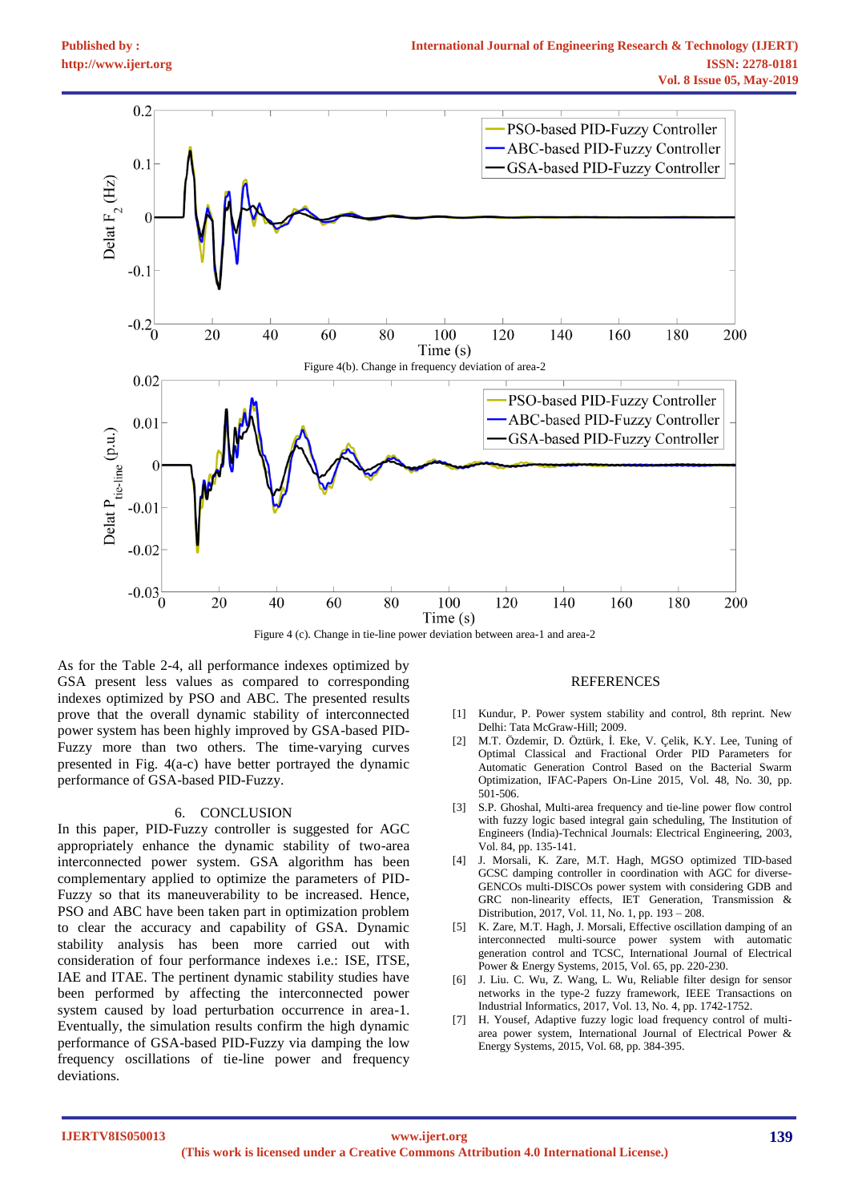Figure 4(b). Change in frequency deviation of area-2

Figure 4 (c). Change in tie-line power deviation between area-1 and area-2

As for the Table 2-4, all performance indexes optimized by GSA present less values as compared to corresponding indexes optimized by PSO and ABC. The presented results prove that the overall dynamic stability of interconnected power system has been highly improved by GSA-based PID-Fuzzy more than two others. The time-varying curves presented in Fig. 4(a-c) have better portrayed the dynamic performance of GSA-based PID-Fuzzy.

## 6. CONCLUSION

In this paper, PID-Fuzzy controller is suggested for AGC appropriately enhance the dynamic stability of two-area interconnected power system. GSA algorithm has been complementary applied to optimize the parameters of PID-Fuzzy so that its maneuverability to be increased. Hence, PSO and ABC have been taken part in optimization problem to clear the accuracy and capability of GSA. Dynamic stability analysis has been more carried out with consideration of four performance indexes i.e.: ISE, ITSE, IAE and ITAE. The pertinent dynamic stability studies have been performed by affecting the interconnected power system caused by load perturbation occurrence in area-1. Eventually, the simulation results confirm the high dynamic performance of GSA-based PID-Fuzzy via damping the low frequency oscillations of tie-line power and frequency deviations.

## REFERENCES

[1] Kundur, P. Power system stability and control, 8th reprint. New Delhi: Tata McGraw-Hill; 2009.

[2] M.T. Özdemir, D. Öztürk, İ. Eke, V. Çelik, K.Y. Lee, Tuning of Optimal Classical and Fractional Order PID Parameters for Automatic Generation Control Based on the Bacterial Swarm Optimization, IFAC-Papers On-Line 2015, Vol. 48, No. 30, pp. 501-506.

[3] S.P. Ghoshal, Multi-area frequency and tie-line power flow control with fuzzy logic based integral gain scheduling, The Institution of Engineers (India)-Technical Journals: Electrical Engineering, 2003, Vol. 84, pp. 135-141.

[4] J. Morsali, K. Zare, M.T. Hagh, MGSO optimized TID-based GCSC damping controller in coordination with AGC for diverse-GENCOs multi-DISCOs power system with considering GDB and GRC non-linearity effects, IET Generation, Transmission & Distribution, 2017, Vol. 11, No. 1, pp. 193 – 208.

[5] K. Zare, M.T. Hagh, J. Morsali, Effective oscillation damping of an interconnected multi-source power system with automatic generation control and TCSC, International Journal of Electrical Power & Energy Systems, 2015, Vol. 65, pp. 220-230.

[6] J. Liu. C. Wu, Z. Wang, L. Wu, Reliable filter design for sensor networks in the type-2 fuzzy framework, IEEE Transactions on Industrial Informatics, 2017, Vol. 13, No. 4, pp. 1742-1752.

[7] H. Yousef, Adaptive fuzzy logic load frequency control of multi-area power system, International Journal of Electrical Power & Energy Systems, 2015, Vol. 68, pp. 384-395.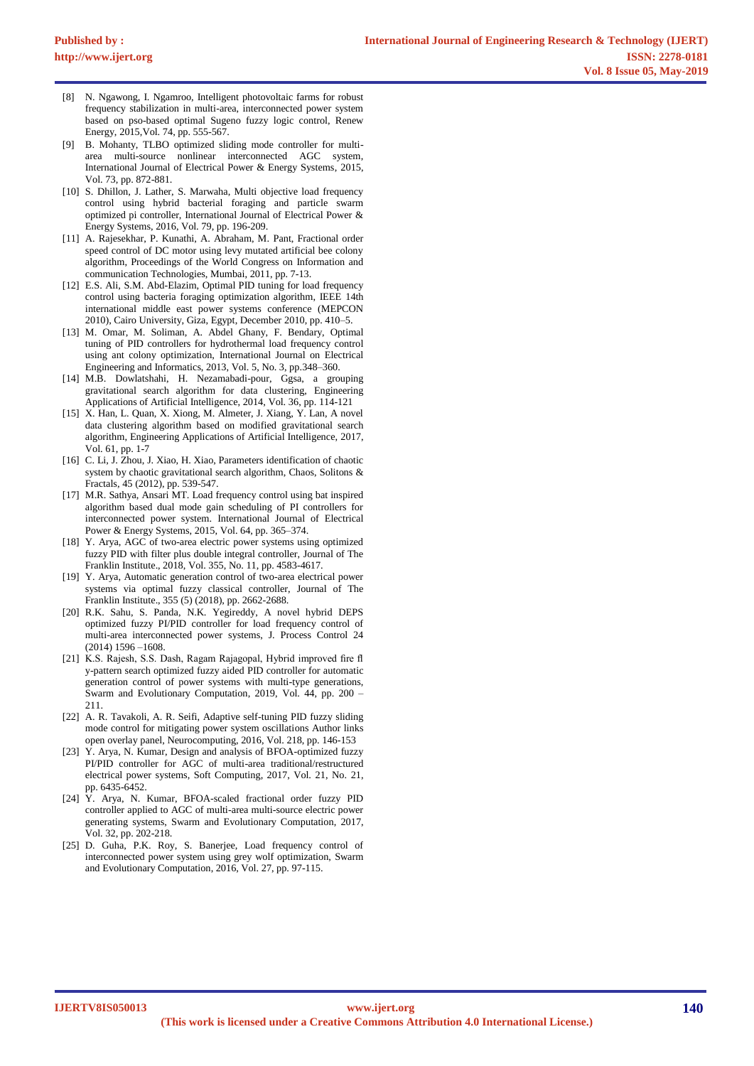- [8] N. Ngawong, I. Ngamroo, Intelligent photovoltaic farms for robust frequency stabilization in multi-area, interconnected power system based on pso-based optimal Sugeno fuzzy logic control, Renew Energy, 2015,Vol. 74, pp. 555-567.
- [9] B. Mohanty, TLBO optimized sliding mode controller for multi-area multi-source nonlinear interconnected AGC system, International Journal of Electrical Power & Energy Systems, 2015, Vol. 73, pp. 872-881.
- [10] S. Dhillon, J. Lather, S. Marwaha, Multi objective load frequency control using hybrid bacterial foraging and particle swarm optimized pi controller, International Journal of Electrical Power & Energy Systems, 2016, Vol. 79, pp. 196-209.
- [11] A. Rajesekhar, P. Kunathi, A. Abraham, M. Pant, Fractional order speed control of DC motor using levy mutated artificial bee colony algorithm, Proceedings of the World Congress on Information and communication Technologies, Mumbai, 2011, pp. 7-13.
- [12] E.S. Ali, S.M. Abd-Elazim, Optimal PID tuning for load frequency control using bacteria foraging optimization algorithm, IEEE 14th international middle east power systems conference (MEPCON 2010), Cairo University, Giza, Egypt, December 2010, pp. 410–5.
- [13] M. Omar, M. Soliman, A. Abdel Ghany, F. Bendary, Optimal tuning of PID controllers for hydrothermal load frequency control using ant colony optimization, International Journal on Electrical Engineering and Informatics, 2013, Vol. 5, No. 3, pp.348–360.
- [14] M.B. Dowlatshahi, H. Nezamabadi-pour, Ggsa, a grouping gravitational search algorithm for data clustering, Engineering Applications of Artificial Intelligence, 2014, Vol. 36, pp. 114-121
- [15] X. Han, L. Quan, X. Xiong, M. Almeter, J. Xiang, Y. Lan, A novel data clustering algorithm based on modified gravitational search algorithm, Engineering Applications of Artificial Intelligence, 2017, Vol. 61, pp. 1-7
- [16] C. Li, J. Zhou, J. Xiao, H. Xiao, Parameters identification of chaotic system by chaotic gravitational search algorithm, Chaos, Solitons & Fractals, 45 (2012), pp. 539-547.
- [17] M.R. Sathya, Ansari MT. Load frequency control using bat inspired algorithm based dual mode gain scheduling of PI controllers for interconnected power system. International Journal of Electrical Power & Energy Systems, 2015, Vol. 64, pp. 365–374.
- [18] Y. Arya, AGC of two-area electric power systems using optimized fuzzy PID with filter plus double integral controller, Journal of The Franklin Institute., 2018, Vol. 355, No. 11, pp. 4583-4617.
- [19] Y. Arya, Automatic generation control of two-area electrical power systems via optimal fuzzy classical controller, Journal of The Franklin Institute., 355 (5) (2018), pp. 2662-2688.
- [20] R.K. Sahu, S. Panda, N.K. Yegireddy, A novel hybrid DEPS optimized fuzzy PI/PID controller for load frequency control of multi-area interconnected power systems, J. Process Control 24 (2014) 1596 –1608.
- [21] K.S. Rajesh, S.S. Dash, Ragam Rajagopal, Hybrid improved fire fl y-pattern search optimized fuzzy aided PID controller for automatic generation control of power systems with multi-type generations, Swarm and Evolutionary Computation, 2019, Vol. 44, pp. 200 – 211.
- [22] A. R. Tavakoli, A. R. Seifi, Adaptive self-tuning PID fuzzy sliding mode control for mitigating power system oscillations Author links open overlay panel, Neurocomputing, 2016, Vol. 218, pp. 146-153
- [23] Y. Arya, N. Kumar, Design and analysis of BFOA-optimized fuzzy PI/PID controller for AGC of multi-area traditional/restructured electrical power systems, Soft Computing, 2017, Vol. 21, No. 21, pp. 6435-6452.
- [24] Y. Arya, N. Kumar, BFOA-scaled fractional order fuzzy PID controller applied to AGC of multi-area multi-source electric power generating systems, Swarm and Evolutionary Computation, 2017, Vol. 32, pp. 202-218.
- [25] D. Guha, P.K. Roy, S. Banerjee, Load frequency control of interconnected power system using grey wolf optimization, Swarm and Evolutionary Computation, 2016, Vol. 27, pp. 97-115.